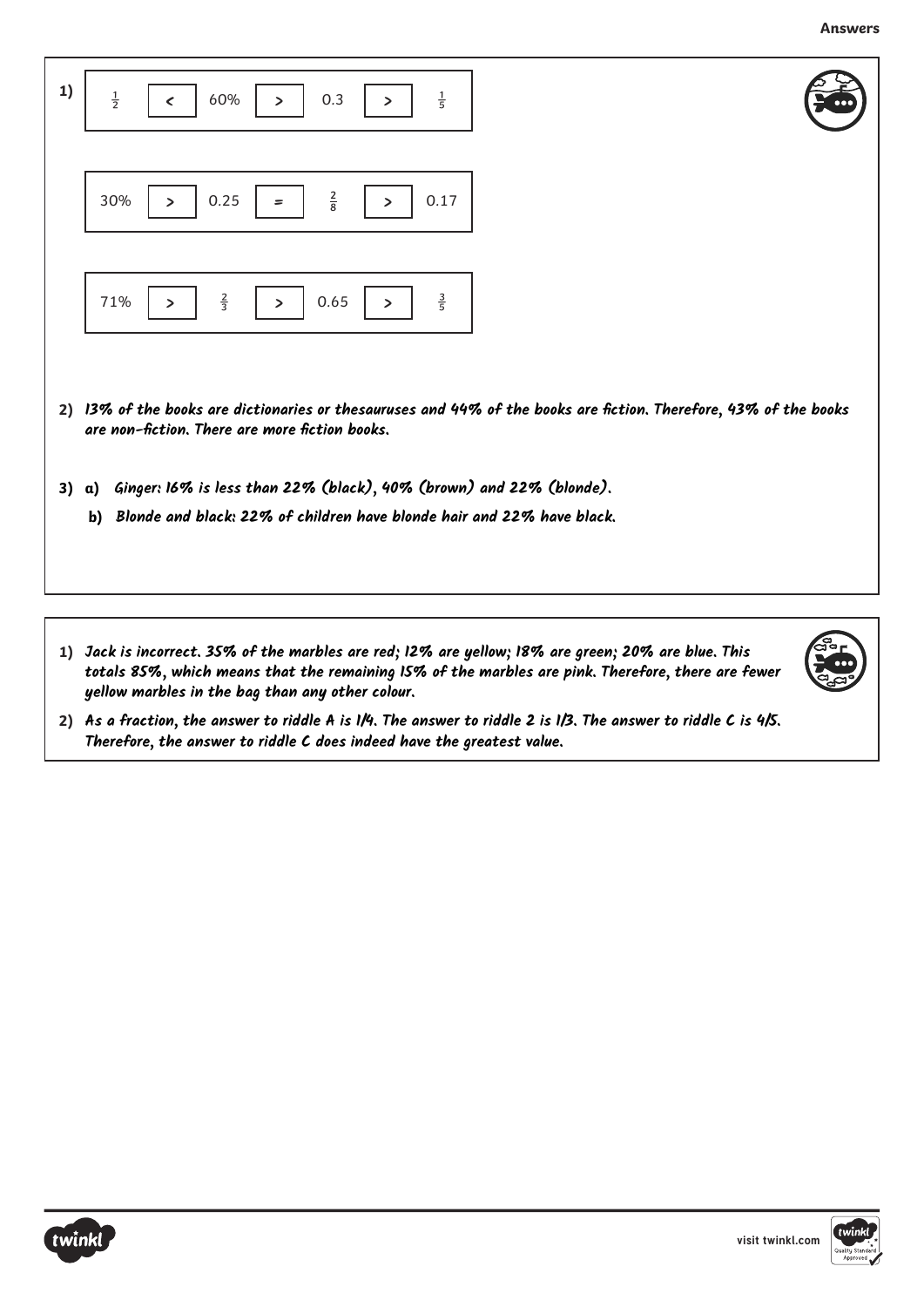## Answers

1)

$\frac{1}{2}$ < 60% > 0.3 > $\frac{1}{5}$

30% > 0.25 = $\frac{2}{8}$ > 0.17

71% > $\frac{2}{3}$ > 0.65 > $\frac{3}{5}$

2) *13% of the books are dictionaries or thesauruses and 44% of the books are fiction. Therefore, 43% of the books are non-fiction. There are more fiction books.*

3) a) *Ginger: 16% is less than 22% (black), 40% (brown) and 22% (blonde).*

b) *Blonde and black: 22% of children have blonde hair and 22% have black.*

---

1) *Jack is incorrect. 35% of the marbles are red; 12% are yellow; 18% are green; 20% are blue. This totals 85%, which means that the remaining 15% of the marbles are pink. Therefore, there are fewer yellow marbles in the bag than any other colour.*

2) *As a fraction, the answer to riddle A is 1/4. The answer to riddle 2 is 1/3. The answer to riddle C is 4/5. Therefore, the answer to riddle C does indeed have the greatest value.*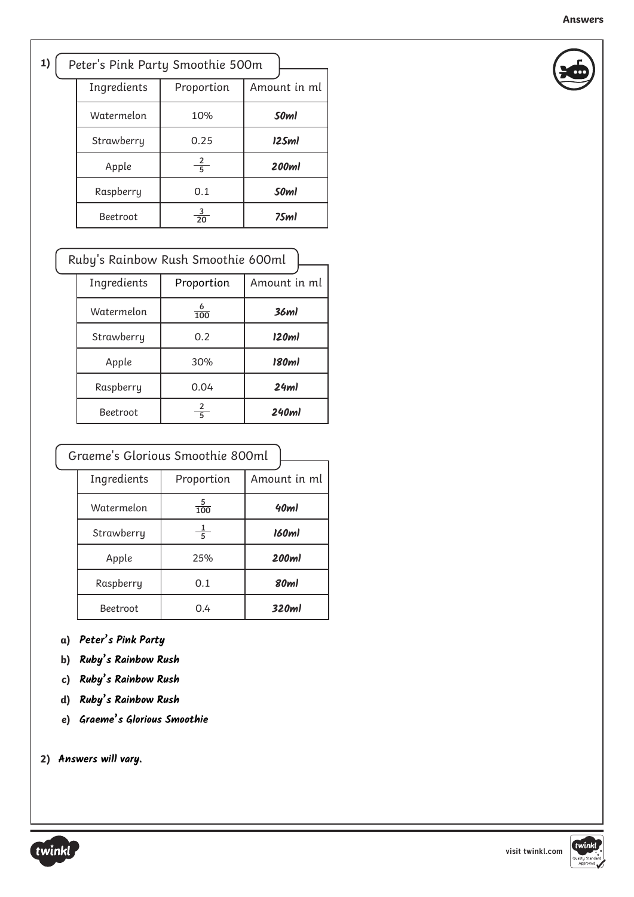# Answers

1)

| Peter's Pink Party Smoothie 500m | | |
|---|---|---|
| Ingredients | Proportion | Amount in ml |
| Watermelon | 10% | **50ml** |
| Strawberry | 0.25 | **125ml** |
| Apple | $\frac{2}{5}$ | **200ml** |
| Raspberry | 0.1 | **50ml** |
| Beetroot | $\frac{3}{20}$ | **75ml** |

| Ruby's Rainbow Rush Smoothie 600ml | | |
|---|---|---|
| Ingredients | Proportion | Amount in ml |
| Watermelon | $\frac{6}{100}$ | **36ml** |
| Strawberry | 0.2 | **120ml** |
| Apple | 30% | **180ml** |
| Raspberry | 0.04 | **24ml** |
| Beetroot | $\frac{2}{5}$ | **240ml** |

| Graeme's Glorious Smoothie 800ml | | |
|---|---|---|
| Ingredients | Proportion | Amount in ml |
| Watermelon | $\frac{5}{100}$ | **40ml** |
| Strawberry | $\frac{1}{5}$ | **160ml** |
| Apple | 25% | **200ml** |
| Raspberry | 0.1 | **80ml** |
| Beetroot | 0.4 | **320ml** |

a) ***Peter's Pink Party***

b) ***Ruby's Rainbow Rush***

c) ***Ruby's Rainbow Rush***

d) ***Ruby's Rainbow Rush***

e) ***Graeme's Glorious Smoothie***

2) ***Answers will vary.***